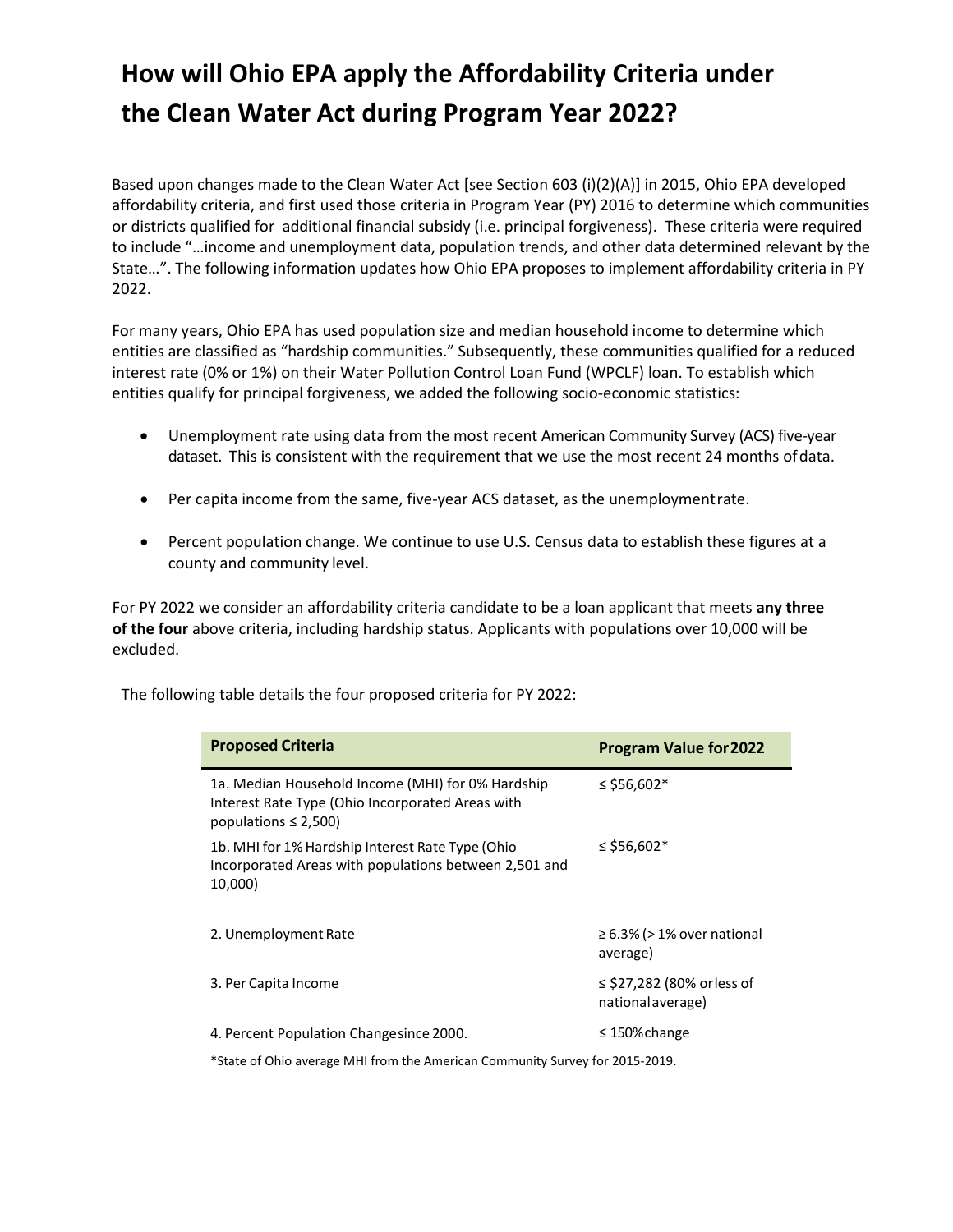# How will Ohio EPA apply the Affordability Criteria under the Clean Water Act during Program Year 2022?

Based upon changes made to the Clean Water Act [see Section 603 (i)(2)(A)] in 2015, Ohio EPA developed affordability criteria, and first used those criteria in Program Year (PY) 2016 to determine which communities or districts qualified for additional financial subsidy (i.e. principal forgiveness). These criteria were required to include "…income and unemployment data, population trends, and other data determined relevant by the State…". The following information updates how Ohio EPA proposes to implement affordability criteria in PY 2022.

For many years, Ohio EPA has used population size and median household income to determine which entities are classified as "hardship communities." Subsequently, these communities qualified for a reduced interest rate (0% or 1%) on their Water Pollution Control Loan Fund (WPCLF) loan. To establish which entities qualify for principal forgiveness, we added the following socio-economic statistics:

- Unemployment rate using data from the most recent American Community Survey (ACS) five-year dataset. This is consistent with the requirement that we use the most recent 24 months of data.
- Per capita income from the same, five-year ACS dataset, as the unemployment rate.
- Percent population change. We continue to use U.S. Census data to establish these figures at a county and community level.

For PY 2022 we consider an affordability criteria candidate to be a loan applicant that meets **any three of the four** above criteria, including hardship status. Applicants with populations over 10,000 will be excluded.

The following table details the four proposed criteria for PY 2022:

| Proposed Criteria | Program Value for 2022 |
|---|---|
| 1a. Median Household Income (MHI) for 0% Hardship Interest Rate Type (Ohio Incorporated Areas with populations ≤ 2,500) | ≤ $56,602* |
| 1b. MHI for 1% Hardship Interest Rate Type (Ohio Incorporated Areas with populations between 2,501 and 10,000) | ≤ $56,602* |
| 2. Unemployment Rate | ≥ 6.3% (> 1% over national average) |
| 3. Per Capita Income | ≤ $27,282 (80% or less of national average) |
| 4. Percent Population Change since 2000. | ≤ 150% change |

*State of Ohio average MHI from the American Community Survey for 2015-2019.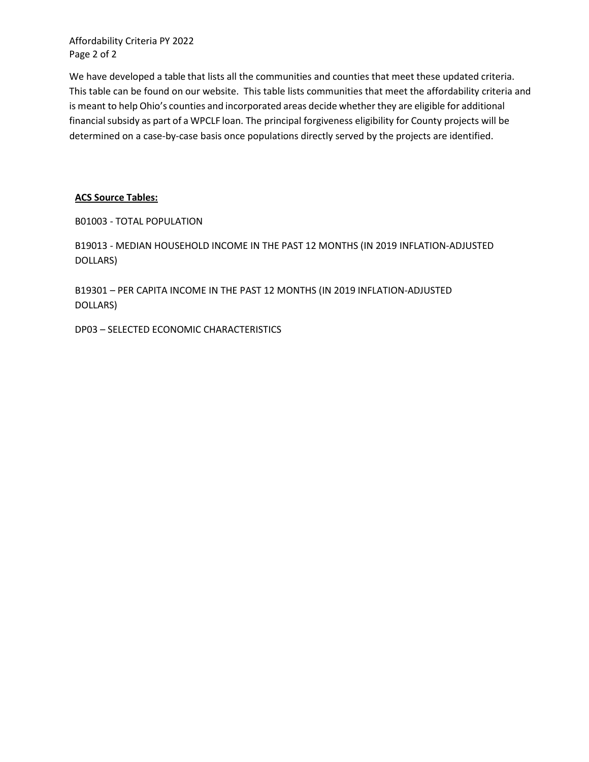We have developed a table that lists all the communities and counties that meet these updated criteria. This table can be found on our website. This table lists communities that meet the affordability criteria and is meant to help Ohio's counties and incorporated areas decide whether they are eligible for additional financial subsidy as part of a WPCLF loan. The principal forgiveness eligibility for County projects will be determined on a case-by-case basis once populations directly served by the projects are identified.

**ACS Source Tables:**

B01003 - TOTAL POPULATION

B19013 - MEDIAN HOUSEHOLD INCOME IN THE PAST 12 MONTHS (IN 2019 INFLATION-ADJUSTED DOLLARS)

B19301 – PER CAPITA INCOME IN THE PAST 12 MONTHS (IN 2019 INFLATION-ADJUSTED DOLLARS)

DP03 – SELECTED ECONOMIC CHARACTERISTICS